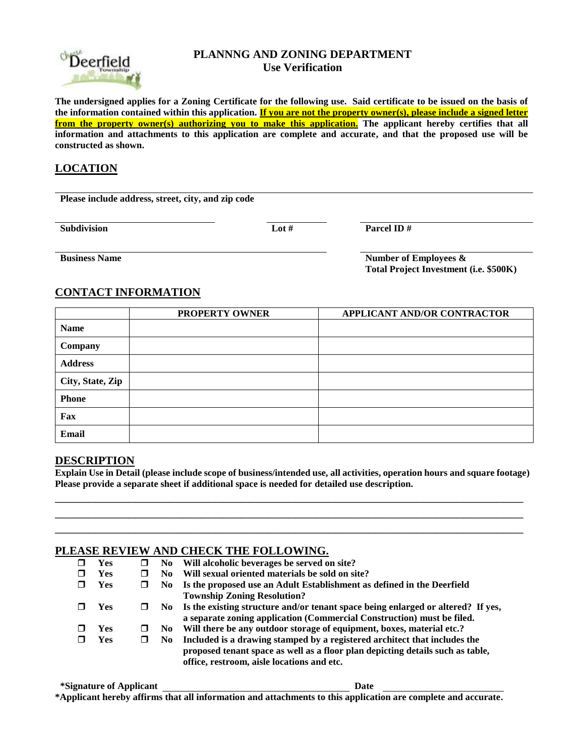# PLANNNG AND ZONING DEPARTMENT

## Use Verification

**The undersigned applies for a Zoning Certificate for the following use. Said certificate to be issued on the basis of the information contained within this application. <u>If you are not the property owner(s), please include a signed letter from the property owner(s) authorizing you to make this application.</u> The applicant hereby certifies that all information and attachments to this application are complete and accurate, and that the proposed use will be constructed as shown.**

## LOCATION

**Please include address, street, city, and zip code**

**Subdivision** **Lot #** **Parcel ID #**

**Business Name** **Number of Employees & Total Project Investment (i.e. $500K)**

## CONTACT INFORMATION

| | PROPERTY OWNER | APPLICANT AND/OR CONTRACTOR |
|---|---|---|
| **Name** | | |
| **Company** | | |
| **Address** | | |
| **City, State, Zip** | | |
| **Phone** | | |
| **Fax** | | |
| **Email** | | |

## DESCRIPTION

**Explain Use in Detail (please include scope of business/intended use, all activities, operation hours and square footage) Please provide a separate sheet if additional space is needed for detailed use description.**

______________________________________________________________________________

______________________________________________________________________________

______________________________________________________________________________

## PLEASE REVIEW AND CHECK THE FOLLOWING.

- ☐ **Yes** ☐ **No** **Will alcoholic beverages be served on site?**
- ☐ **Yes** ☐ **No** **Will sexual oriented materials be sold on site?**
- ☐ **Yes** ☐ **No** **Is the proposed use an Adult Establishment as defined in the Deerfield Township Zoning Resolution?**
- ☐ **Yes** ☐ **No** **Is the existing structure and/or tenant space being enlarged or altered? If yes, a separate zoning application (Commercial Construction) must be filed.**
- ☐ **Yes** ☐ **No** **Will there be any outdoor storage of equipment, boxes, material etc.?**
- ☐ **Yes** ☐ **No** **Included is a drawing stamped by a registered architect that includes the proposed tenant space as well as a floor plan depicting details such as table, office, restroom, aisle locations and etc.**

**\*Signature of Applicant** ______________________ **Date** ______________

**\*Applicant hereby affirms that all information and attachments to this application are complete and accurate.**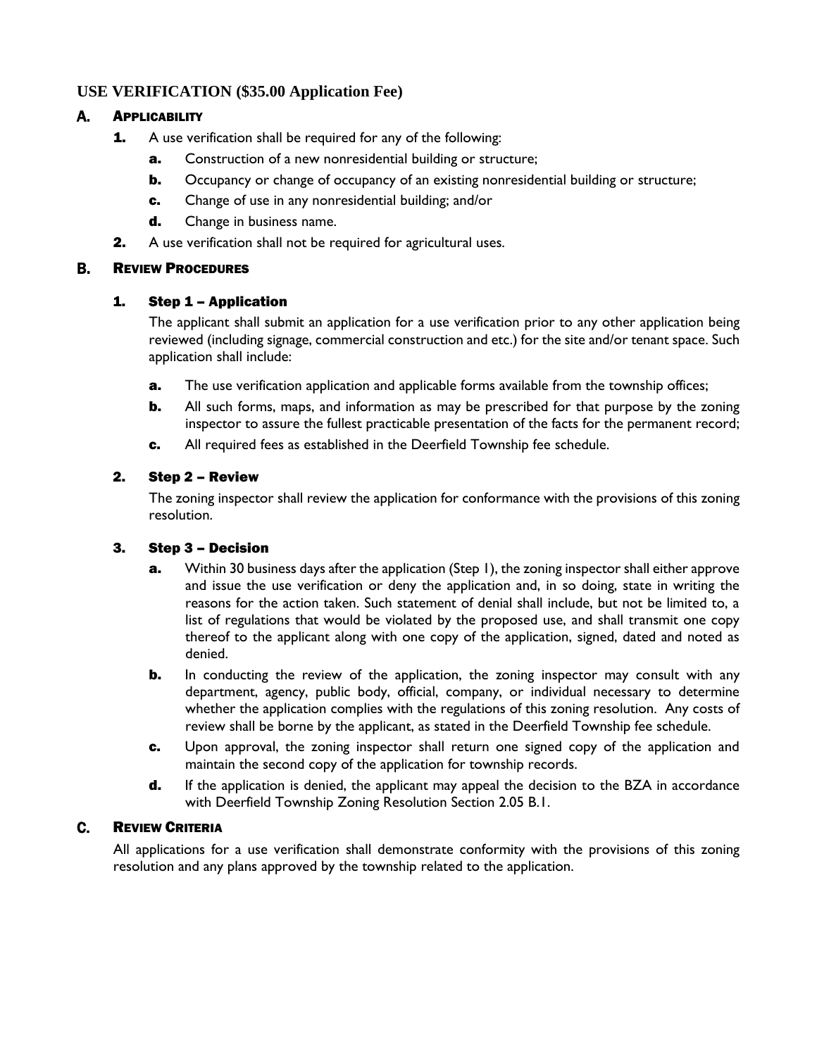## USE VERIFICATION ($35.00 Application Fee)

### A. APPLICABILITY

1. A use verification shall be required for any of the following:
   - a. Construction of a new nonresidential building or structure;
   - b. Occupancy or change of occupancy of an existing nonresidential building or structure;
   - c. Change of use in any nonresidential building; and/or
   - d. Change in business name.
2. A use verification shall not be required for agricultural uses.

### B. REVIEW PROCEDURES

#### 1. Step 1 – Application

The applicant shall submit an application for a use verification prior to any other application being reviewed (including signage, commercial construction and etc.) for the site and/or tenant space. Such application shall include:

- a. The use verification application and applicable forms available from the township offices;
- b. All such forms, maps, and information as may be prescribed for that purpose by the zoning inspector to assure the fullest practicable presentation of the facts for the permanent record;
- c. All required fees as established in the Deerfield Township fee schedule.

#### 2. Step 2 – Review

The zoning inspector shall review the application for conformance with the provisions of this zoning resolution.

#### 3. Step 3 – Decision

- a. Within 30 business days after the application (Step 1), the zoning inspector shall either approve and issue the use verification or deny the application and, in so doing, state in writing the reasons for the action taken. Such statement of denial shall include, but not be limited to, a list of regulations that would be violated by the proposed use, and shall transmit one copy thereof to the applicant along with one copy of the application, signed, dated and noted as denied.
- b. In conducting the review of the application, the zoning inspector may consult with any department, agency, public body, official, company, or individual necessary to determine whether the application complies with the regulations of this zoning resolution. Any costs of review shall be borne by the applicant, as stated in the Deerfield Township fee schedule.
- c. Upon approval, the zoning inspector shall return one signed copy of the application and maintain the second copy of the application for township records.
- d. If the application is denied, the applicant may appeal the decision to the BZA in accordance with Deerfield Township Zoning Resolution Section 2.05 B.1.

### C. REVIEW CRITERIA

All applications for a use verification shall demonstrate conformity with the provisions of this zoning resolution and any plans approved by the township related to the application.